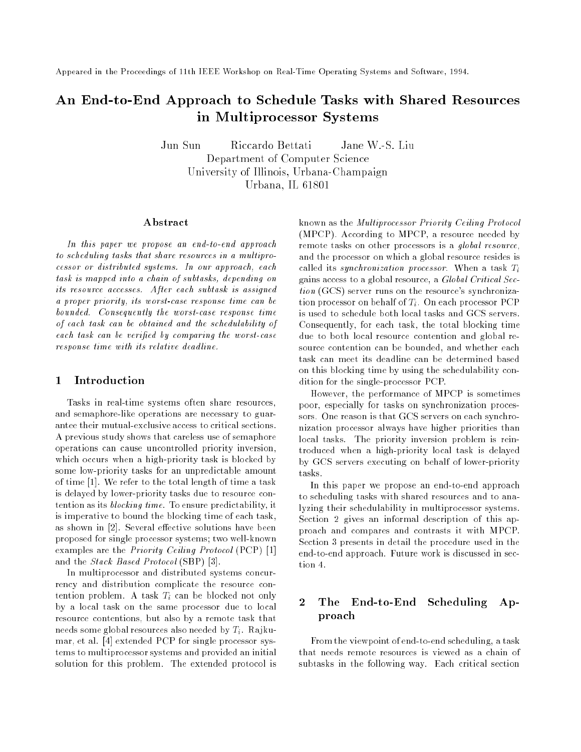Appeared in the Proceedings of 11th IEEE Workshop on Real-Time Operating Systems and Software, 1994.

# An End-to-End Approach to Schedule Tasks with Shared Resources in Multiprocessor Systems

Jun Sun    Riccardo Bettati    Jane W.-S. Liu

Department of Computer Science
University of Illinois, Urbana-Champaign
Urbana, IL 61801

### Abstract

*In this paper we propose an end-to-end approach to scheduling tasks that share resources in a multiprocessor or distributed systems. In our approach, each task is mapped into a chain of subtasks, depending on its resource accesses. After each subtask is assigned a proper priority, its worst-case response time can be bounded. Consequently the worst-case response time of each task can be obtained and the schedulability of each task can be verified by comparing the worst-case response time with its relative deadline.*

## 1 Introduction

Tasks in real-time systems often share resources, and semaphore-like operations are necessary to guarantee their mutual-exclusive access to critical sections. A previous study shows that careless use of semaphore operations can cause uncontrolled priority inversion, which occurs when a high-priority task is blocked by some low-priority tasks for an unpredictable amount of time [1]. We refer to the total length of time a task is delayed by lower-priority tasks due to resource contention as its *blocking time*. To ensure predictability, it is imperative to bound the blocking time of each task, as shown in [2]. Several effective solutions have been proposed for single processor systems; two well-known examples are the *Priority Ceiling Protocol* (PCP) [1] and the *Stack Based Protocol* (SBP) [3].

In multiprocessor and distributed systems concurrency and distribution complicate the resource contention problem. A task $T_i$ can be blocked not only by a local task on the same processor due to local resource contentions, but also by a remote task that needs some global resources also needed by $T_i$. Rajkumar, et al. [4] extended PCP for single processor systems to multiprocessor systems and provided an initial solution for this problem. The extended protocol is known as the *Multiprocessor Priority Ceiling Protocol* (MPCP). According to MPCP, a resource needed by remote tasks on other processors is a *global resource*, and the processor on which a global resource resides is called its *synchronization processor*. When a task $T_i$ gains access to a global resource, a *Global Critical Section* (GCS) server runs on the resource's synchronization processor on behalf of $T_i$. On each processor PCP is used to schedule both local tasks and GCS servers. Consequently, for each task, the total blocking time due to both local resource contention and global resource contention can be bounded, and whether each task can meet its deadline can be determined based on this blocking time by using the schedulability condition for the single-processor PCP.

However, the performance of MPCP is sometimes poor, especially for tasks on synchronization processors. One reason is that GCS servers on each synchronization processor always have higher priorities than local tasks. The priority inversion problem is reintroduced when a high-priority local task is delayed by GCS servers executing on behalf of lower-priority tasks.

In this paper we propose an end-to-end approach to scheduling tasks with shared resources and to analyzing their schedulability in multiprocessor systems. Section 2 gives an informal description of this approach and compares and contrasts it with MPCP. Section 3 presents in detail the procedure used in the end-to-end approach. Future work is discussed in section 4.

## 2 The End-to-End Scheduling Approach

From the viewpoint of end-to-end scheduling, a task that needs remote resources is viewed as a chain of subtasks in the following way. Each critical section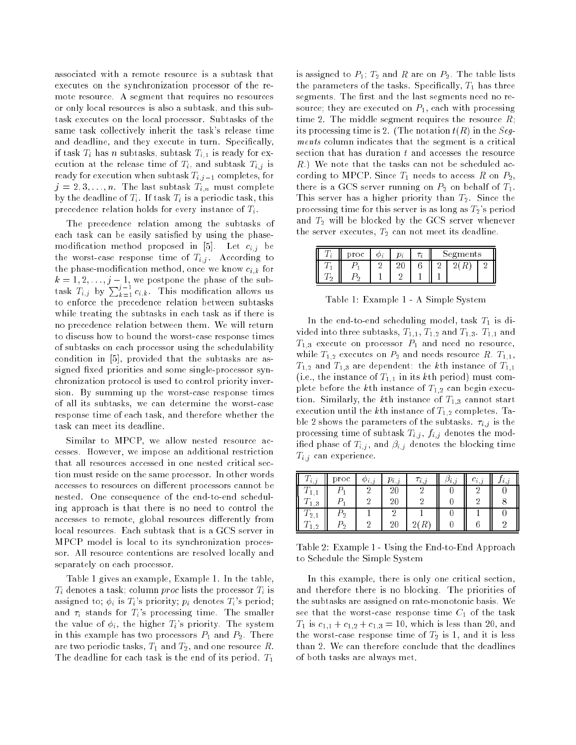associated with a remote resource is a subtask that executes on the synchronization processor of the remote resource. A segment that requires no resources or only local resources is also a subtask, and this subtask executes on the local processor. Subtasks of the same task collectively inherit the task's release time and deadline, and they execute in turn. Specifically, if task $T_i$ has $n$ subtasks, subtask $T_{i,1}$ is ready for execution at the release time of $T_i$, and subtask $T_{i,j}$ is ready for execution when subtask $T_{i,j-1}$ completes, for $j = 2, 3, \ldots, n$. The last subtask $T_{i,n}$ must complete by the deadline of $T_i$. If task $T_i$ is a periodic task, this precedence relation holds for every instance of $T_i$.

The precedence relation among the subtasks of each task can be easily satisfied by using the phase-modification method proposed in [5]. Let $c_{i,j}$ be the worst-case response time of $T_{i,j}$. According to the phase-modification method, once we know $c_{i,k}$ for $k = 1, 2, \ldots, j-1$, we postpone the phase of the subtask $T_{i,j}$ by $\sum_{k=1}^{j-1} c_{i,k}$. This modification allows us to enforce the precedence relation between subtasks while treating the subtasks in each task as if there is no precedence relation between them. We will return to discuss how to bound the worst-case response times of subtasks on each processor using the schedulability condition in [5], provided that the subtasks are assigned fixed priorities and some single-processor synchronization protocol is used to control priority inversion. By summing up the worst-case response times of all its subtasks, we can determine the worst-case response time of each task, and therefore whether the task can meet its deadline.

Similar to MPCP, we allow nested resource accesses. However, we impose an additional restriction that all resources accessed in one nested critical section must reside on the same processor. In other words accesses to resources on different processors cannot be nested. One consequence of the end-to-end scheduling approach is that there is no need to control the accesses to remote, global resources differently from local resources. Each subtask that is a GCS server in MPCP model is local to its synchronization processor. All resource contentions are resolved locally and separately on each processor.

Table 1 gives an example, Example 1. In the table, $T_i$ denotes a task; column *proc* lists the processor $T_i$ is assigned to; $\phi_i$ is $T_i$'s priority; $p_i$ denotes $T_i$'s period; and $\tau_i$ stands for $T_i$'s processing time. The smaller the value of $\phi_i$, the higher $T_i$'s priority. The system in this example has two processors $P_1$ and $P_2$. There are two periodic tasks, $T_1$ and $T_2$, and one resource $R$. The deadline for each task is the end of its period. $T_1$ is assigned to $P_1$; $T_2$ and $R$ are on $P_2$. The table lists the parameters of the tasks. Specifically, $T_1$ has three segments. The first and the last segments need no resource; they are executed on $P_1$, each with processing time 2. The middle segment requires the resource $R$; its processing time is 2. (The notation $t(R)$ in the *Segments* column indicates that the segment is a critical section that has duration $t$ and accesses the resource $R$.) We note that the tasks can not be scheduled according to MPCP. Since $T_1$ needs to access $R$ on $P_2$, there is a GCS server running on $P_2$ on behalf of $T_1$. This server has a higher priority than $T_2$. Since the processing time for this server is as long as $T_2$'s period and $T_2$ will be blocked by the GCS server whenever the server executes, $T_2$ can not meet its deadline.

| $T_i$ | proc | $\phi_i$ | $p_i$ | $\tau_i$ | Segments | | |
|---|---|---|---|---|---|---|---|
| $T_1$ | $P_1$ | 2 | 20 | 6 | 2 | $2(R)$ | 2 |
| $T_2$ | $P_2$ | 1 | 2 | 1 | 1 | | |

Table 1: Example 1 - A Simple System

In the end-to-end scheduling model, task $T_1$ is divided into three subtasks, $T_{1,1}$, $T_{1,2}$ and $T_{1,3}$. $T_{1,1}$ and $T_{1,3}$ execute on processor $P_1$ and need no resource, while $T_{1,2}$ executes on $P_2$ and needs resource $R$. $T_{1,1}$, $T_{1,2}$ and $T_{1,3}$ are dependent: the $k$th instance of $T_{1,1}$ (i.e., the instance of $T_{1,1}$ in its $k$th period) must complete before the $k$th instance of $T_{1,2}$ can begin execution. Similarly, the $k$th instance of $T_{1,3}$ cannot start execution until the $k$th instance of $T_{1,2}$ completes. Table 2 shows the parameters of the subtasks. $\tau_{i,j}$ is the processing time of subtask $T_{i,j}$, $f_{i,j}$ denotes the modified phase of $T_{i,j}$, and $\beta_{i,j}$ denotes the blocking time $T_{i,j}$ can experience.

| $T_{i,j}$ | proc | $\phi_{i,j}$ | $p_{i,j}$ | $\tau_{i,j}$ | $\beta_{i,j}$ | $c_{i,j}$ | $f_{i,j}$ |
|---|---|---|---|---|---|---|---|
| $T_{1,1}$ | $P_1$ | 2 | 20 | 2 | 0 | 2 | 0 |
| $T_{1,3}$ | $P_1$ | 2 | 20 | 2 | 0 | 2 | 8 |
| $T_{2,1}$ | $P_2$ | 1 | 2 | 1 | 0 | 1 | 0 |
| $T_{1,2}$ | $P_2$ | 2 | 20 | $2(R)$ | 0 | 6 | 2 |

Table 2: Example 1 - Using the End-to-End Approach to Schedule the Simple System

In this example, there is only one critical section, and therefore there is no blocking. The priorities of the subtasks are assigned on rate-monotonic basis. We see that the worst-case response time $C_1$ of the task $T_1$ is $c_{1,1} + c_{1,2} + c_{1,3} = 10$, which is less than 20, and the worst-case response time of $T_2$ is 1, and it is less than 2. We can therefore conclude that the deadlines of both tasks are always met.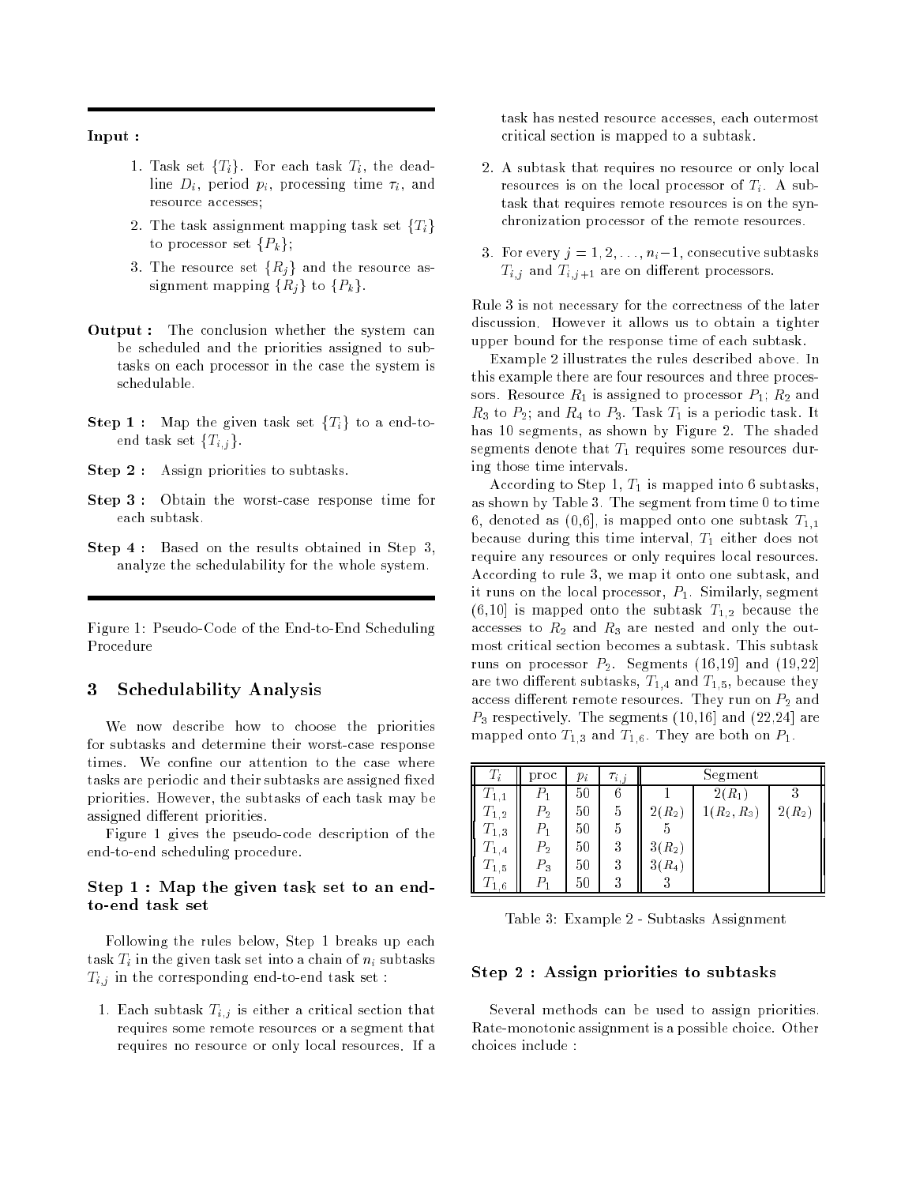**Input :**

1. Task set $\{T_i\}$. For each task $T_i$, the deadline $D_i$, period $p_i$, processing time $\tau_i$, and resource accesses;
2. The task assignment mapping task set $\{T_i\}$ to processor set $\{P_k\}$;
3. The resource set $\{R_j\}$ and the resource assignment mapping $\{R_j\}$ to $\{P_k\}$.

**Output :** The conclusion whether the system can be scheduled and the priorities assigned to subtasks on each processor in the case the system is schedulable.

**Step 1 :** Map the given task set $\{T_i\}$ to a end-to-end task set $\{T_{i,j}\}$.

**Step 2 :** Assign priorities to subtasks.

**Step 3 :** Obtain the worst-case response time for each subtask.

**Step 4 :** Based on the results obtained in Step 3, analyze the schedulability for the whole system.

Figure 1: Pseudo-Code of the End-to-End Scheduling Procedure

## 3 Schedulability Analysis

We now describe how to choose the priorities for subtasks and determine their worst-case response times. We confine our attention to the case where tasks are periodic and their subtasks are assigned fixed priorities. However, the subtasks of each task may be assigned different priorities.

Figure 1 gives the pseudo-code description of the end-to-end scheduling procedure.

### Step 1 : Map the given task set to an end-to-end task set

Following the rules below, Step 1 breaks up each task $T_i$ in the given task set into a chain of $n_i$ subtasks $T_{i,j}$ in the corresponding end-to-end task set :

1. Each subtask $T_{i,j}$ is either a critical section that requires some remote resources or a segment that requires no resource or only local resources. If a task has nested resource accesses, each outermost critical section is mapped to a subtask.
2. A subtask that requires no resource or only local resources is on the local processor of $T_i$. A subtask that requires remote resources is on the synchronization processor of the remote resources.
3. For every $j = 1, 2, \ldots, n_i - 1$, consecutive subtasks $T_{i,j}$ and $T_{i,j+1}$ are on different processors.

Rule 3 is not necessary for the correctness of the later discussion. However it allows us to obtain a tighter upper bound for the response time of each subtask.

Example 2 illustrates the rules described above. In this example there are four resources and three processors. Resource $R_1$ is assigned to processor $P_1$; $R_2$ and $R_3$ to $P_2$; and $R_4$ to $P_3$. Task $T_1$ is a periodic task. It has 10 segments, as shown by Figure 2. The shaded segments denote that $T_1$ requires some resources during those time intervals.

According to Step 1, $T_1$ is mapped into 6 subtasks, as shown by Table 3. The segment from time 0 to time 6, denoted as (0,6], is mapped onto one subtask $T_{1,1}$ because during this time interval, $T_1$ either does not require any resources or only requires local resources. According to rule 3, we map it onto one subtask, and it runs on the local processor, $P_1$. Similarly, segment (6,10] is mapped onto the subtask $T_{1,2}$ because the accesses to $R_2$ and $R_3$ are nested and only the outmost critical section becomes a subtask. This subtask runs on processor $P_2$. Segments (16,19] and (19,22] are two different subtasks, $T_{1,4}$ and $T_{1,5}$, because they access different remote resources. They run on $P_2$ and $P_3$ respectively. The segments (10,16] and (22,24] are mapped onto $T_{1,3}$ and $T_{1,6}$. They are both on $P_1$.

| $T_i$ | proc | $p_i$ | $\tau_{i,j}$ | Segment | | |
|---|---|---|---|---|---|---|
| $T_{1,1}$ | $P_1$ | 50 | 6 | 1 | 2($R_1$) | 3 |
| $T_{1,2}$ | $P_2$ | 50 | 5 | 2($R_2$) | 1($R_2$, $R_3$) | 2($R_2$) |
| $T_{1,3}$ | $P_1$ | 50 | 5 | 5 | | |
| $T_{1,4}$ | $P_2$ | 50 | 3 | 3($R_2$) | | |
| $T_{1,5}$ | $P_3$ | 50 | 3 | 3($R_4$) | | |
| $T_{1,6}$ | $P_1$ | 50 | 3 | 3 | | |

Table 3: Example 2 - Subtasks Assignment

### Step 2 : Assign priorities to subtasks

Several methods can be used to assign priorities. Rate-monotonic assignment is a possible choice. Other choices include :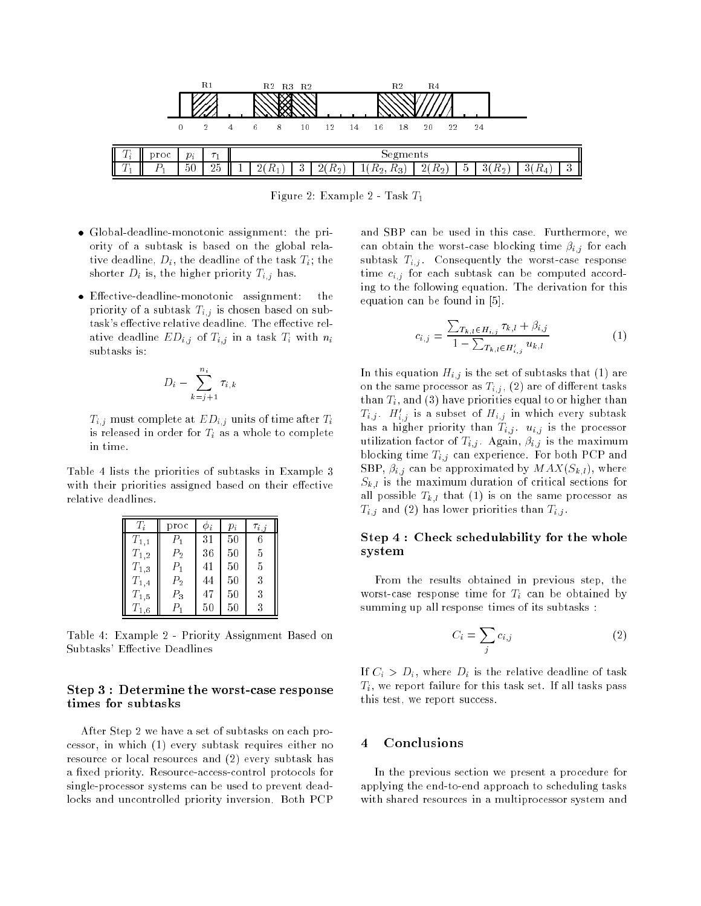| $T_i$ | proc | $p_i$ | $\tau_1$ | Segments | | | | | | | | | |
|---|---|---|---|---|---|---|---|---|---|---|---|---|---|
| $T_1$ | $P_1$ | 50 | 25 | 1 | $2(R_1)$ | 3 | $2(R_2)$ | $1(R_2, R_3)$ | $2(R_2)$ | 5 | $3(R_2)$ | $3(R_4)$ | 3 |

Figure 2: Example 2 - Task $T_1$

- Global-deadline-monotonic assignment: the priority of a subtask is based on the global relative deadline, $D_i$, the deadline of the task $T_i$; the shorter $D_i$ is, the higher priority $T_{i,j}$ has.
- Effective-deadline-monotonic assignment: the priority of a subtask $T_{i,j}$ is chosen based on subtask's effective relative deadline. The effective relative deadline $ED_{i,j}$ of $T_{i,j}$ in a task $T_i$ with $n_i$ subtasks is:

$$D_i - \sum_{k=j+1}^{n_i} \tau_{i,k}$$

$T_{i,j}$ must complete at $ED_{i,j}$ units of time after $T_i$ is released in order for $T_i$ as a whole to complete in time.

Table 4 lists the priorities of subtasks in Example 3 with their priorities assigned based on their effective relative deadlines.

| $T_i$ | proc | $\phi_i$ | $p_i$ | $\tau_{i,j}$ |
|---|---|---|---|---|
| $T_{1,1}$ | $P_1$ | 31 | 50 | 6 |
| $T_{1,2}$ | $P_2$ | 36 | 50 | 5 |
| $T_{1,3}$ | $P_1$ | 41 | 50 | 5 |
| $T_{1,4}$ | $P_2$ | 44 | 50 | 3 |
| $T_{1,5}$ | $P_3$ | 47 | 50 | 3 |
| $T_{1,6}$ | $P_1$ | 50 | 50 | 3 |

Table 4: Example 2 - Priority Assignment Based on Subtasks' Effective Deadlines

### Step 3 : Determine the worst-case response times for subtasks

After Step 2 we have a set of subtasks on each processor, in which (1) every subtask requires either no resource or local resources and (2) every subtask has a fixed priority. Resource-access-control protocols for single-processor systems can be used to prevent deadlocks and uncontrolled priority inversion. Both PCP and SBP can be used in this case. Furthermore, we can obtain the worst-case blocking time $\beta_{i,j}$ for each subtask $T_{i,j}$. Consequently the worst-case response time $c_{i,j}$ for each subtask can be computed according to the following equation. The derivation for this equation can be found in [5].

$$c_{i,j} = \frac{\sum_{T_{k,l} \in H_{i,j}} \tau_{k,l} + \beta_{i,j}}{1 - \sum_{T_{k,l} \in H'_{i,j}} u_{k,l}} \quad (1)$$

In this equation $H_{i,j}$ is the set of subtasks that (1) are on the same processor as $T_{i,j}$, (2) are of different tasks than $T_i$, and (3) have priorities equal to or higher than $T_{i,j}$. $H'_{i,j}$ is a subset of $H_{i,j}$ in which every subtask has a higher priority than $T_{i,j}$. $u_{i,j}$ is the processor utilization factor of $T_{i,j}$. Again, $\beta_{i,j}$ is the maximum blocking time $T_{i,j}$ can experience. For both PCP and SBP, $\beta_{i,j}$ can be approximated by $MAX(S_{k,l})$, where $S_{k,l}$ is the maximum duration of critical sections for all possible $T_{k,l}$ that (1) is on the same processor as $T_{i,j}$ and (2) has lower priorities than $T_{i,j}$.

### Step 4 : Check schedulability for the whole system

From the results obtained in previous step, the worst-case response time for $T_i$ can be obtained by summing up all response times of its subtasks :

$$C_i = \sum_j c_{i,j} \quad (2)$$

If $C_i > D_i$, where $D_i$ is the relative deadline of task $T_i$, we report failure for this task set. If all tasks pass this test, we report success.

## 4 Conclusions

In the previous section we present a procedure for applying the end-to-end approach to scheduling tasks with shared resources in a multiprocessor system and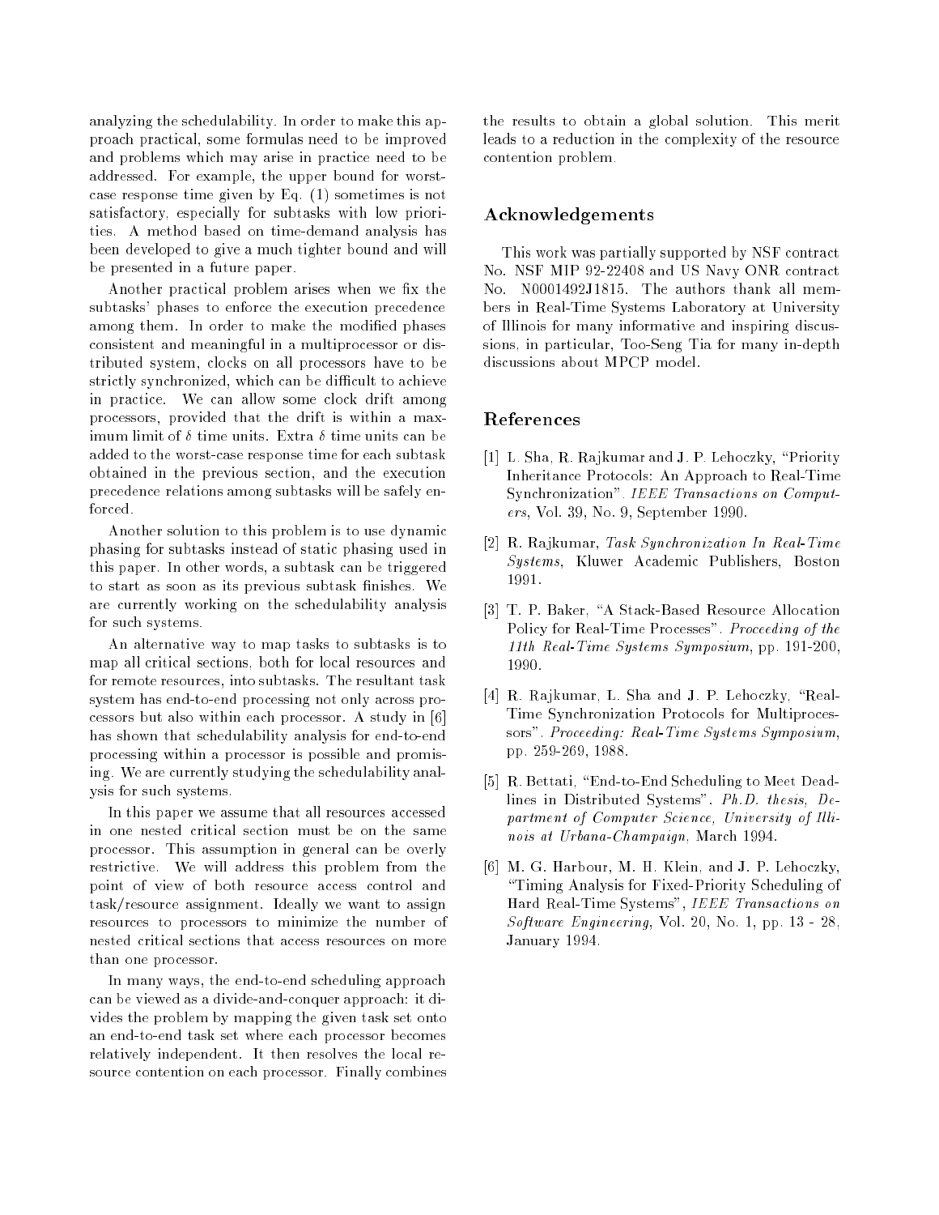analyzing the schedulability. In order to make this approach practical, some formulas need to be improved and problems which may arise in practice need to be addressed. For example, the upper bound for worst-case response time given by Eq. (1) sometimes is not satisfactory, especially for subtasks with low priorities. A method based on time-demand analysis has been developed to give a much tighter bound and will be presented in a future paper.

Another practical problem arises when we fix the subtasks' phases to enforce the execution precedence among them. In order to make the modified phases consistent and meaningful in a multiprocessor or distributed system, clocks on all processors have to be strictly synchronized, which can be difficult to achieve in practice. We can allow some clock drift among processors, provided that the drift is within a maximum limit of $\delta$ time units. Extra $\delta$ time units can be added to the worst-case response time for each subtask obtained in the previous section, and the execution precedence relations among subtasks will be safely enforced.

Another solution to this problem is to use dynamic phasing for subtasks instead of static phasing used in this paper. In other words, a subtask can be triggered to start as soon as its previous subtask finishes. We are currently working on the schedulability analysis for such systems.

An alternative way to map tasks to subtasks is to map all critical sections, both for local resources and for remote resources, into subtasks. The resultant task system has end-to-end processing not only across processors but also within each processor. A study in [6] has shown that schedulability analysis for end-to-end processing within a processor is possible and promising. We are currently studying the schedulability analysis for such systems.

In this paper we assume that all resources accessed in one nested critical section must be on the same processor. This assumption in general can be overly restrictive. We will address this problem from the point of view of both resource access control and task/resource assignment. Ideally we want to assign resources to processors to minimize the number of nested critical sections that access resources on more than one processor.

In many ways, the end-to-end scheduling approach can be viewed as a divide-and-conquer approach: it divides the problem by mapping the given task set onto an end-to-end task set where each processor becomes relatively independent. It then resolves the local resource contention on each processor. Finally combines the results to obtain a global solution. This merit leads to a reduction in the complexity of the resource contention problem.

## Acknowledgements

This work was partially supported by NSF contract No. NSF MIP 92-22408 and US Navy ONR contract No. N0001492J1815. The authors thank all members in Real-Time Systems Laboratory at University of Illinois for many informative and inspiring discussions, in particular, Too-Seng Tia for many in-depth discussions about MPCP model.

## References

[1] L. Sha, R. Rajkumar and J. P. Lehoczky, "Priority Inheritance Protocols: An Approach to Real-Time Synchronization". *IEEE Transactions on Computers*, Vol. 39, No. 9, September 1990.

[2] R. Rajkumar, *Task Synchronization In Real-Time Systems*, Kluwer Academic Publishers, Boston 1991.

[3] T. P. Baker, "A Stack-Based Resource Allocation Policy for Real-Time Processes". *Proceeding of the 11th Real-Time Systems Symposium*, pp. 191-200, 1990.

[4] R. Rajkumar, L. Sha and J. P. Lehoczky, "Real-Time Synchronization Protocols for Multiprocessors". *Proceeding: Real-Time Systems Symposium*, pp. 259-269, 1988.

[5] R. Bettati, "End-to-End Scheduling to Meet Deadlines in Distributed Systems". *Ph.D. thesis, Department of Computer Science, University of Illinois at Urbana-Champaign*, March 1994.

[6] M. G. Harbour, M. H. Klein, and J. P. Lehoczky, "Timing Analysis for Fixed-Priority Scheduling of Hard Real-Time Systems", *IEEE Transactions on Software Engineering*, Vol. 20, No. 1, pp. 13 - 28, January 1994.